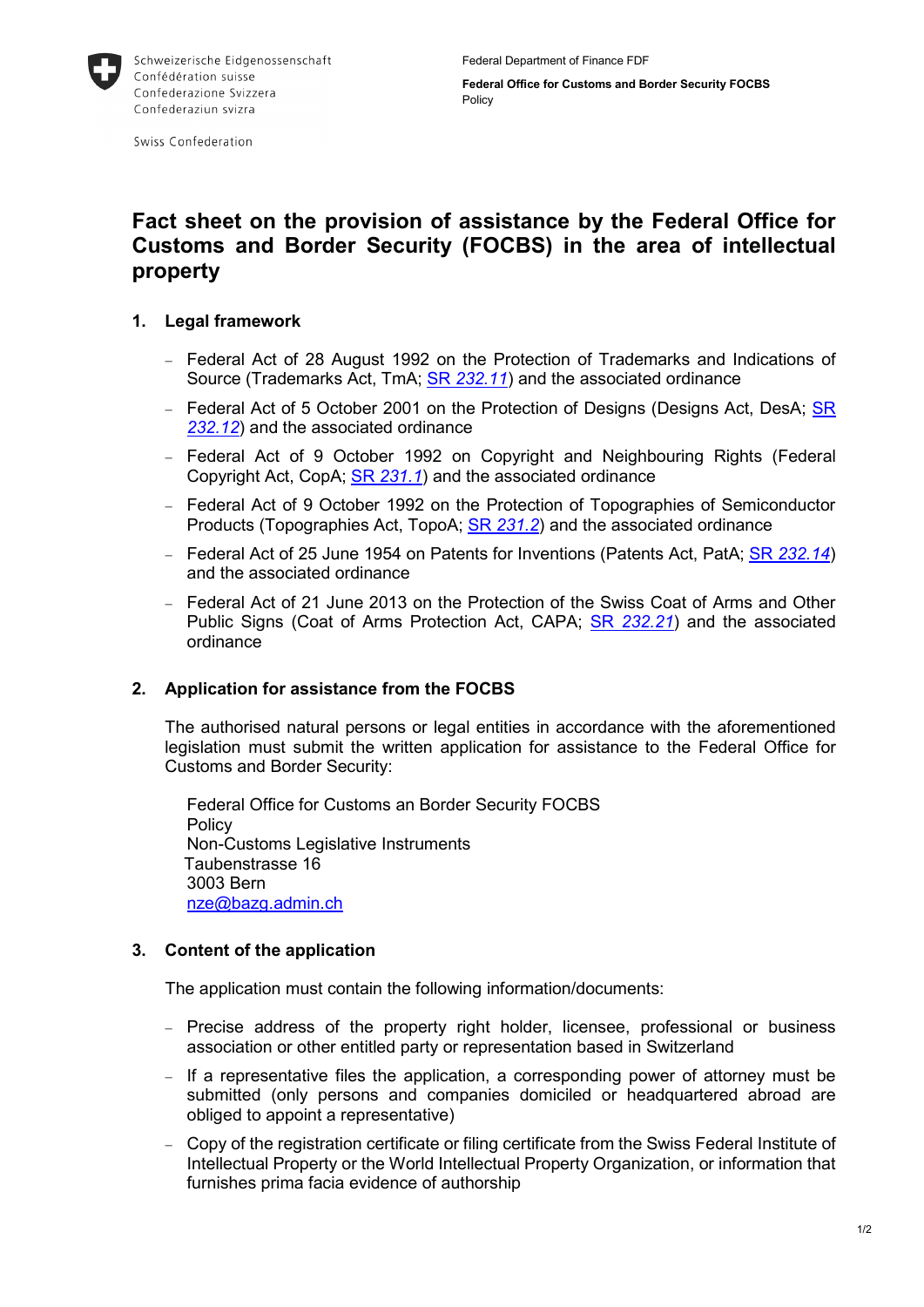Schweizerische Eidgenossenschaft
Confédération suisse
Confederazione Svizzera
Confederaziun svizra

Swiss Confederation

Federal Department of Finance FDF

**Federal Office for Customs and Border Security FOCBS**
Policy

# Fact sheet on the provision of assistance by the Federal Office for Customs and Border Security (FOCBS) in the area of intellectual property

## 1. Legal framework

- Federal Act of 28 August 1992 on the Protection of Trademarks and Indications of Source (Trademarks Act, TmA; SR *232.11*) and the associated ordinance
- Federal Act of 5 October 2001 on the Protection of Designs (Designs Act, DesA; SR *232.12*) and the associated ordinance
- Federal Act of 9 October 1992 on Copyright and Neighbouring Rights (Federal Copyright Act, CopA; SR *231.1*) and the associated ordinance
- Federal Act of 9 October 1992 on the Protection of Topographies of Semiconductor Products (Topographies Act, TopoA; SR *231.2*) and the associated ordinance
- Federal Act of 25 June 1954 on Patents for Inventions (Patents Act, PatA; SR *232.14*) and the associated ordinance
- Federal Act of 21 June 2013 on the Protection of the Swiss Coat of Arms and Other Public Signs (Coat of Arms Protection Act, CAPA; SR *232.21*) and the associated ordinance

## 2. Application for assistance from the FOCBS

The authorised natural persons or legal entities in accordance with the aforementioned legislation must submit the written application for assistance to the Federal Office for Customs and Border Security:

Federal Office for Customs an Border Security FOCBS
Policy
Non-Customs Legislative Instruments
Taubenstrasse 16
3003 Bern
nze@bazg.admin.ch

## 3. Content of the application

The application must contain the following information/documents:

- Precise address of the property right holder, licensee, professional or business association or other entitled party or representation based in Switzerland
- If a representative files the application, a corresponding power of attorney must be submitted (only persons and companies domiciled or headquartered abroad are obliged to appoint a representative)
- Copy of the registration certificate or filing certificate from the Swiss Federal Institute of Intellectual Property or the World Intellectual Property Organization, or information that furnishes prima facia evidence of authorship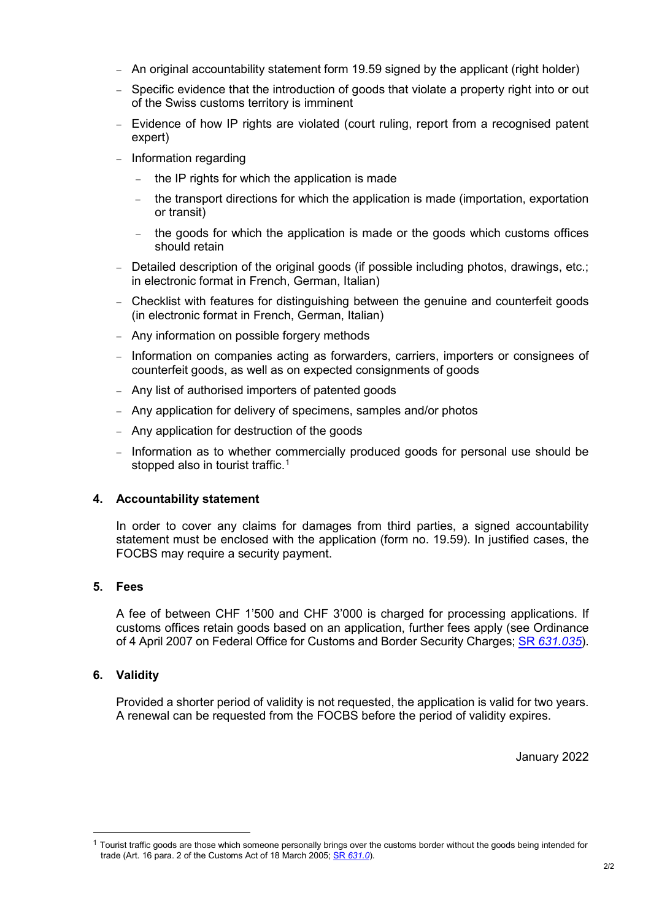- An original accountability statement form 19.59 signed by the applicant (right holder)
- Specific evidence that the introduction of goods that violate a property right into or out of the Swiss customs territory is imminent
- Evidence of how IP rights are violated (court ruling, report from a recognised patent expert)
- Information regarding
  - the IP rights for which the application is made
  - the transport directions for which the application is made (importation, exportation or transit)
  - the goods for which the application is made or the goods which customs offices should retain
- Detailed description of the original goods (if possible including photos, drawings, etc.; in electronic format in French, German, Italian)
- Checklist with features for distinguishing between the genuine and counterfeit goods (in electronic format in French, German, Italian)
- Any information on possible forgery methods
- Information on companies acting as forwarders, carriers, importers or consignees of counterfeit goods, as well as on expected consignments of goods
- Any list of authorised importers of patented goods
- Any application for delivery of specimens, samples and/or photos
- Any application for destruction of the goods
- Information as to whether commercially produced goods for personal use should be stopped also in tourist traffic.[1]

## 4. Accountability statement

In order to cover any claims for damages from third parties, a signed accountability statement must be enclosed with the application (form no. 19.59). In justified cases, the FOCBS may require a security payment.

## 5. Fees

A fee of between CHF 1'500 and CHF 3'000 is charged for processing applications. If customs offices retain goods based on an application, further fees apply (see Ordinance of 4 April 2007 on Federal Office for Customs and Border Security Charges; SR *631.035*).

## 6. Validity

Provided a shorter period of validity is not requested, the application is valid for two years. A renewal can be requested from the FOCBS before the period of validity expires.

January 2022

[1] Tourist traffic goods are those which someone personally brings over the customs border without the goods being intended for trade (Art. 16 para. 2 of the Customs Act of 18 March 2005; SR *631.0*).